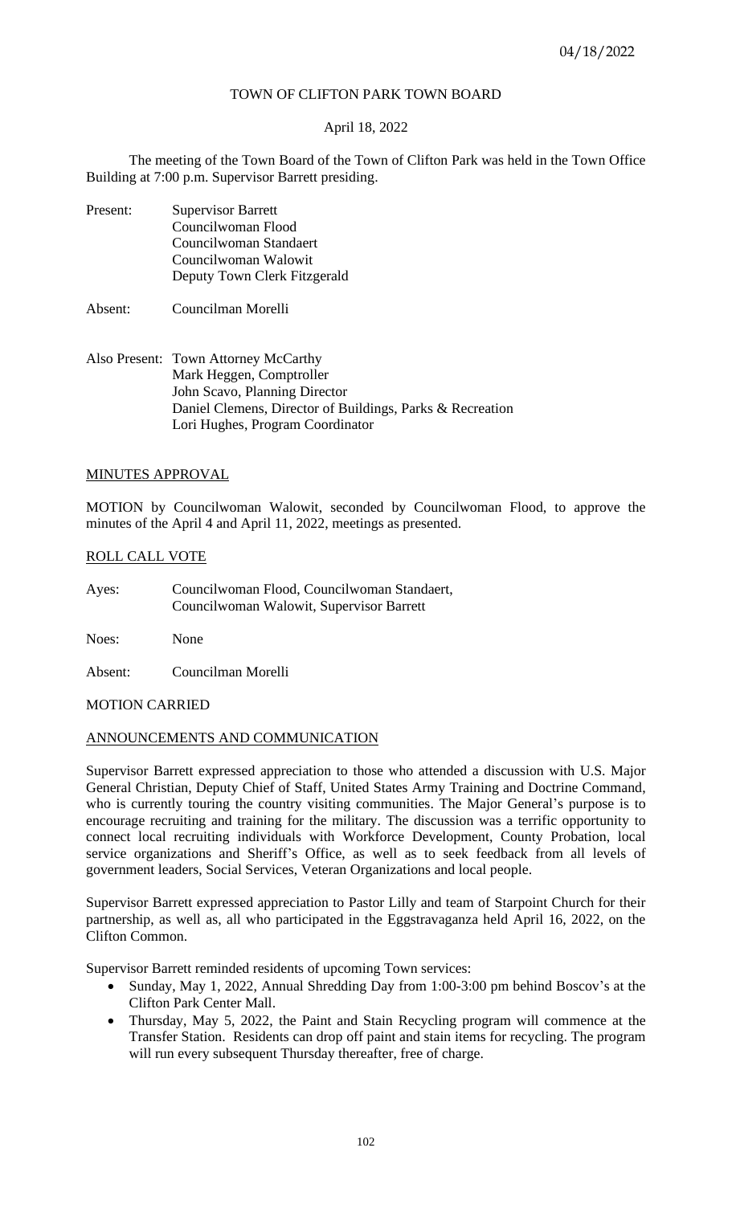# TOWN OF CLIFTON PARK TOWN BOARD

April 18, 2022

The meeting of the Town Board of the Town of Clifton Park was held in the Town Office Building at 7:00 p.m. Supervisor Barrett presiding.

Present: Supervisor Barrett
Councilwoman Flood
Councilwoman Standaert
Councilwoman Walowit
Deputy Town Clerk Fitzgerald

Absent: Councilman Morelli

Also Present: Town Attorney McCarthy
Mark Heggen, Comptroller
John Scavo, Planning Director
Daniel Clemens, Director of Buildings, Parks & Recreation
Lori Hughes, Program Coordinator

## MINUTES APPROVAL

MOTION by Councilwoman Walowit, seconded by Councilwoman Flood, to approve the minutes of the April 4 and April 11, 2022, meetings as presented.

## ROLL CALL VOTE

Ayes: Councilwoman Flood, Councilwoman Standaert, Councilwoman Walowit, Supervisor Barrett

Noes: None

Absent: Councilman Morelli

MOTION CARRIED

## ANNOUNCEMENTS AND COMMUNICATION

Supervisor Barrett expressed appreciation to those who attended a discussion with U.S. Major General Christian, Deputy Chief of Staff, United States Army Training and Doctrine Command, who is currently touring the country visiting communities. The Major General's purpose is to encourage recruiting and training for the military. The discussion was a terrific opportunity to connect local recruiting individuals with Workforce Development, County Probation, local service organizations and Sheriff's Office, as well as to seek feedback from all levels of government leaders, Social Services, Veteran Organizations and local people.

Supervisor Barrett expressed appreciation to Pastor Lilly and team of Starpoint Church for their partnership, as well as, all who participated in the Eggstravaganza held April 16, 2022, on the Clifton Common.

Supervisor Barrett reminded residents of upcoming Town services:

- Sunday, May 1, 2022, Annual Shredding Day from 1:00-3:00 pm behind Boscov's at the Clifton Park Center Mall.
- Thursday, May 5, 2022, the Paint and Stain Recycling program will commence at the Transfer Station. Residents can drop off paint and stain items for recycling. The program will run every subsequent Thursday thereafter, free of charge.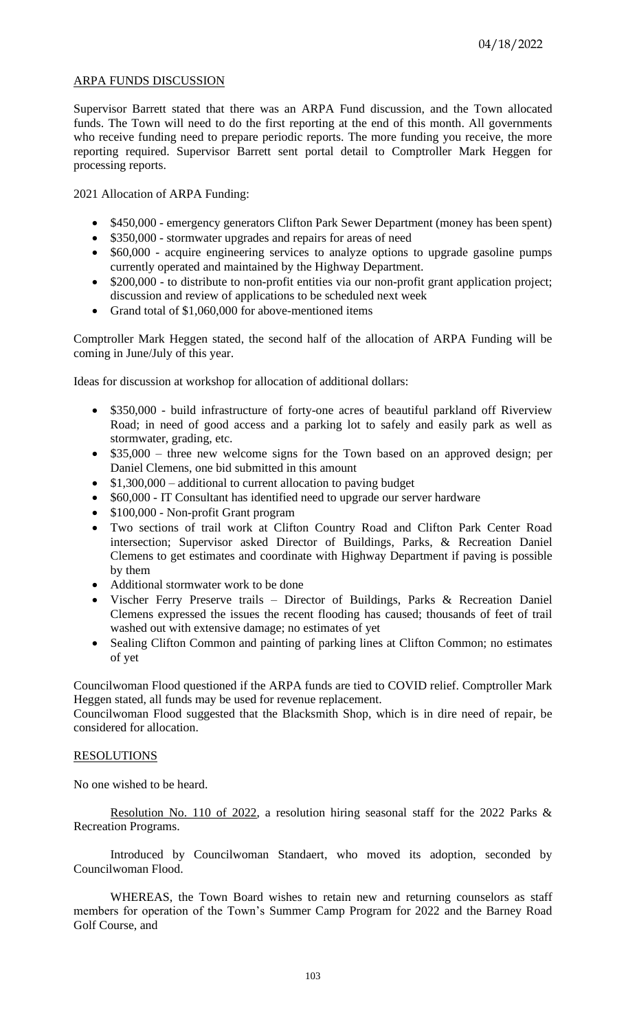## ARPA FUNDS DISCUSSION

Supervisor Barrett stated that there was an ARPA Fund discussion, and the Town allocated funds. The Town will need to do the first reporting at the end of this month. All governments who receive funding need to prepare periodic reports. The more funding you receive, the more reporting required. Supervisor Barrett sent portal detail to Comptroller Mark Heggen for processing reports.

2021 Allocation of ARPA Funding:

- $450,000 - emergency generators Clifton Park Sewer Department (money has been spent)
- $350,000 - stormwater upgrades and repairs for areas of need
- $60,000 - acquire engineering services to analyze options to upgrade gasoline pumps currently operated and maintained by the Highway Department.
- $200,000 - to distribute to non-profit entities via our non-profit grant application project; discussion and review of applications to be scheduled next week
- Grand total of $1,060,000 for above-mentioned items

Comptroller Mark Heggen stated, the second half of the allocation of ARPA Funding will be coming in June/July of this year.

Ideas for discussion at workshop for allocation of additional dollars:

- $350,000 - build infrastructure of forty-one acres of beautiful parkland off Riverview Road; in need of good access and a parking lot to safely and easily park as well as stormwater, grading, etc.
- $35,000 – three new welcome signs for the Town based on an approved design; per Daniel Clemens, one bid submitted in this amount
- $1,300,000 – additional to current allocation to paving budget
- $60,000 - IT Consultant has identified need to upgrade our server hardware
- $100,000 - Non-profit Grant program
- Two sections of trail work at Clifton Country Road and Clifton Park Center Road intersection; Supervisor asked Director of Buildings, Parks, & Recreation Daniel Clemens to get estimates and coordinate with Highway Department if paving is possible by them
- Additional stormwater work to be done
- Vischer Ferry Preserve trails – Director of Buildings, Parks & Recreation Daniel Clemens expressed the issues the recent flooding has caused; thousands of feet of trail washed out with extensive damage; no estimates of yet
- Sealing Clifton Common and painting of parking lines at Clifton Common; no estimates of yet

Councilwoman Flood questioned if the ARPA funds are tied to COVID relief. Comptroller Mark Heggen stated, all funds may be used for revenue replacement.
Councilwoman Flood suggested that the Blacksmith Shop, which is in dire need of repair, be considered for allocation.

## RESOLUTIONS

No one wished to be heard.

Resolution No. 110 of 2022, a resolution hiring seasonal staff for the 2022 Parks & Recreation Programs.

Introduced by Councilwoman Standaert, who moved its adoption, seconded by Councilwoman Flood.

WHEREAS, the Town Board wishes to retain new and returning counselors as staff members for operation of the Town's Summer Camp Program for 2022 and the Barney Road Golf Course, and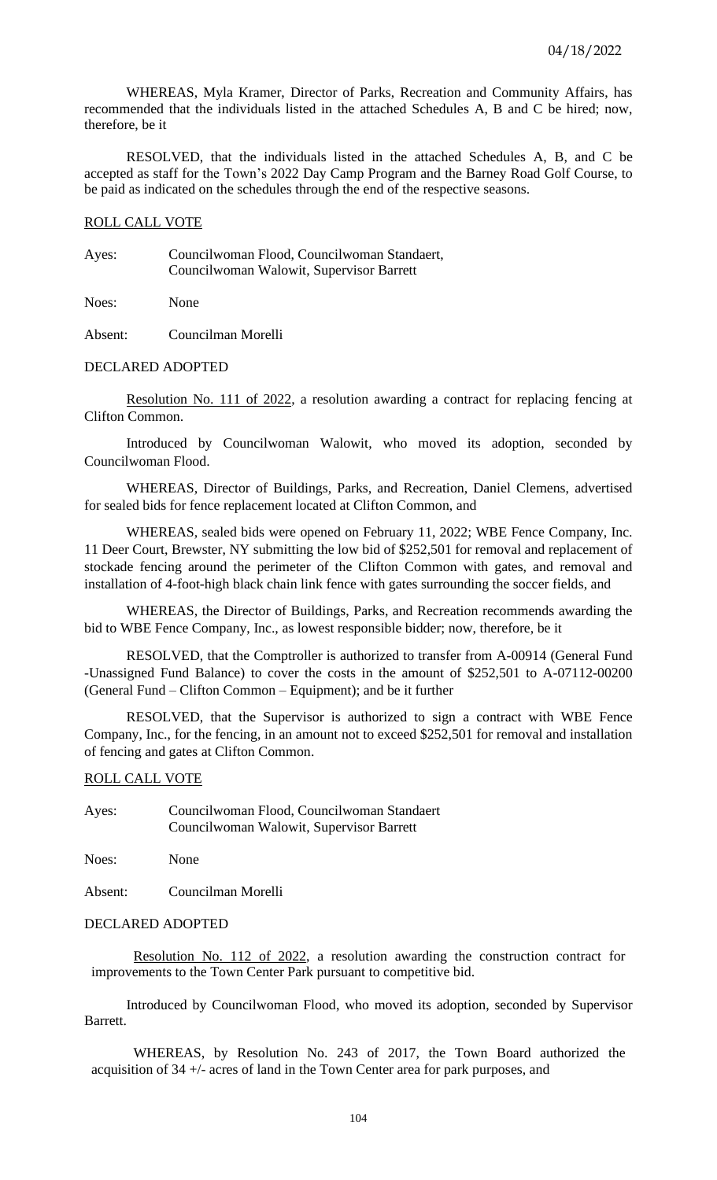WHEREAS, Myla Kramer, Director of Parks, Recreation and Community Affairs, has recommended that the individuals listed in the attached Schedules A, B and C be hired; now, therefore, be it

RESOLVED, that the individuals listed in the attached Schedules A, B, and C be accepted as staff for the Town's 2022 Day Camp Program and the Barney Road Golf Course, to be paid as indicated on the schedules through the end of the respective seasons.

ROLL CALL VOTE

Ayes: Councilwoman Flood, Councilwoman Standaert, Councilwoman Walowit, Supervisor Barrett

Noes: None

Absent: Councilman Morelli

DECLARED ADOPTED

Resolution No. 111 of 2022, a resolution awarding a contract for replacing fencing at Clifton Common.

Introduced by Councilwoman Walowit, who moved its adoption, seconded by Councilwoman Flood.

WHEREAS, Director of Buildings, Parks, and Recreation, Daniel Clemens, advertised for sealed bids for fence replacement located at Clifton Common, and

WHEREAS, sealed bids were opened on February 11, 2022; WBE Fence Company, Inc. 11 Deer Court, Brewster, NY submitting the low bid of $252,501 for removal and replacement of stockade fencing around the perimeter of the Clifton Common with gates, and removal and installation of 4-foot-high black chain link fence with gates surrounding the soccer fields, and

WHEREAS, the Director of Buildings, Parks, and Recreation recommends awarding the bid to WBE Fence Company, Inc., as lowest responsible bidder; now, therefore, be it

RESOLVED, that the Comptroller is authorized to transfer from A-00914 (General Fund -Unassigned Fund Balance) to cover the costs in the amount of $252,501 to A-07112-00200 (General Fund – Clifton Common – Equipment); and be it further

RESOLVED, that the Supervisor is authorized to sign a contract with WBE Fence Company, Inc., for the fencing, in an amount not to exceed $252,501 for removal and installation of fencing and gates at Clifton Common.

ROLL CALL VOTE

Ayes: Councilwoman Flood, Councilwoman Standaert Councilwoman Walowit, Supervisor Barrett

Noes: None

Absent: Councilman Morelli

DECLARED ADOPTED

Resolution No. 112 of 2022, a resolution awarding the construction contract for improvements to the Town Center Park pursuant to competitive bid.

Introduced by Councilwoman Flood, who moved its adoption, seconded by Supervisor Barrett.

WHEREAS, by Resolution No. 243 of 2017, the Town Board authorized the acquisition of 34 +/- acres of land in the Town Center area for park purposes, and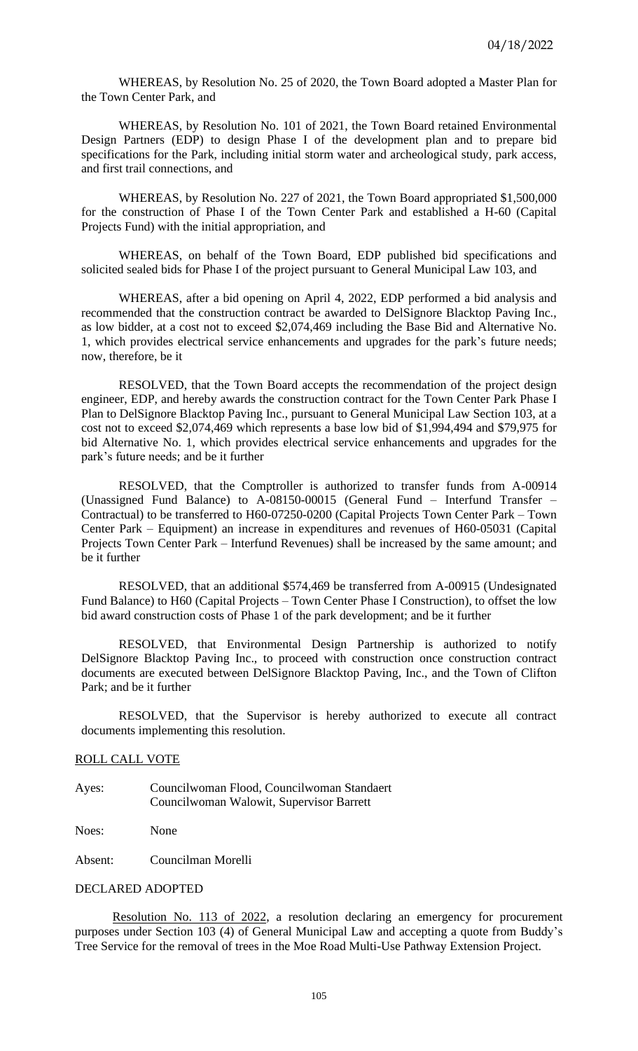04/18/2022

WHEREAS, by Resolution No. 25 of 2020, the Town Board adopted a Master Plan for the Town Center Park, and

WHEREAS, by Resolution No. 101 of 2021, the Town Board retained Environmental Design Partners (EDP) to design Phase I of the development plan and to prepare bid specifications for the Park, including initial storm water and archeological study, park access, and first trail connections, and

WHEREAS, by Resolution No. 227 of 2021, the Town Board appropriated $1,500,000 for the construction of Phase I of the Town Center Park and established a H-60 (Capital Projects Fund) with the initial appropriation, and

WHEREAS, on behalf of the Town Board, EDP published bid specifications and solicited sealed bids for Phase I of the project pursuant to General Municipal Law 103, and

WHEREAS, after a bid opening on April 4, 2022, EDP performed a bid analysis and recommended that the construction contract be awarded to DelSignore Blacktop Paving Inc., as low bidder, at a cost not to exceed $2,074,469 including the Base Bid and Alternative No. 1, which provides electrical service enhancements and upgrades for the park's future needs; now, therefore, be it

RESOLVED, that the Town Board accepts the recommendation of the project design engineer, EDP, and hereby awards the construction contract for the Town Center Park Phase I Plan to DelSignore Blacktop Paving Inc., pursuant to General Municipal Law Section 103, at a cost not to exceed $2,074,469 which represents a base low bid of $1,994,494 and $79,975 for bid Alternative No. 1, which provides electrical service enhancements and upgrades for the park's future needs; and be it further

RESOLVED, that the Comptroller is authorized to transfer funds from A-00914 (Unassigned Fund Balance) to A-08150-00015 (General Fund – Interfund Transfer – Contractual) to be transferred to H60-07250-0200 (Capital Projects Town Center Park – Town Center Park – Equipment) an increase in expenditures and revenues of H60-05031 (Capital Projects Town Center Park – Interfund Revenues) shall be increased by the same amount; and be it further

RESOLVED, that an additional $574,469 be transferred from A-00915 (Undesignated Fund Balance) to H60 (Capital Projects – Town Center Phase I Construction), to offset the low bid award construction costs of Phase 1 of the park development; and be it further

RESOLVED, that Environmental Design Partnership is authorized to notify DelSignore Blacktop Paving Inc., to proceed with construction once construction contract documents are executed between DelSignore Blacktop Paving, Inc., and the Town of Clifton Park; and be it further

RESOLVED, that the Supervisor is hereby authorized to execute all contract documents implementing this resolution.

ROLL CALL VOTE

Ayes: Councilwoman Flood, Councilwoman Standaert
Councilwoman Walowit, Supervisor Barrett

Noes: None

Absent: Councilman Morelli

DECLARED ADOPTED

Resolution No. 113 of 2022, a resolution declaring an emergency for procurement purposes under Section 103 (4) of General Municipal Law and accepting a quote from Buddy's Tree Service for the removal of trees in the Moe Road Multi-Use Pathway Extension Project.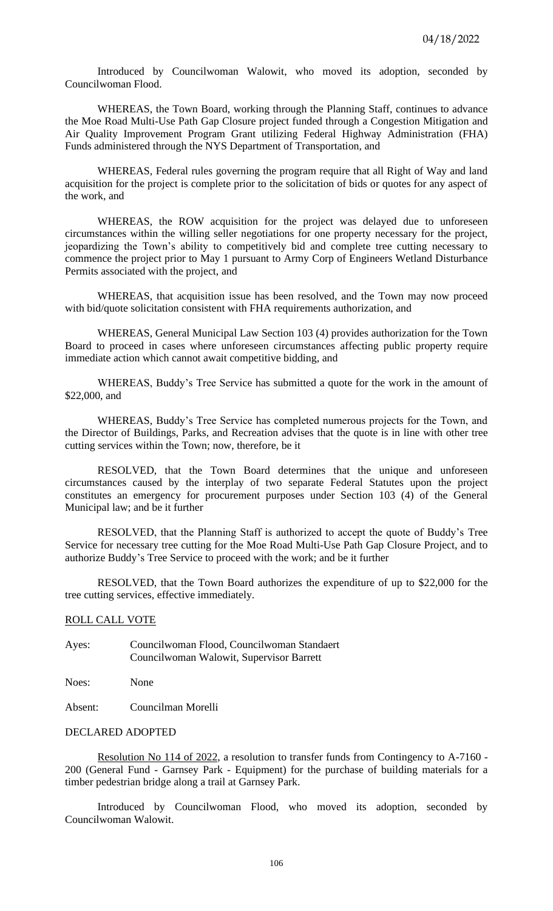Introduced by Councilwoman Walowit, who moved its adoption, seconded by Councilwoman Flood.

WHEREAS, the Town Board, working through the Planning Staff, continues to advance the Moe Road Multi-Use Path Gap Closure project funded through a Congestion Mitigation and Air Quality Improvement Program Grant utilizing Federal Highway Administration (FHA) Funds administered through the NYS Department of Transportation, and

WHEREAS, Federal rules governing the program require that all Right of Way and land acquisition for the project is complete prior to the solicitation of bids or quotes for any aspect of the work, and

WHEREAS, the ROW acquisition for the project was delayed due to unforeseen circumstances within the willing seller negotiations for one property necessary for the project, jeopardizing the Town's ability to competitively bid and complete tree cutting necessary to commence the project prior to May 1 pursuant to Army Corp of Engineers Wetland Disturbance Permits associated with the project, and

WHEREAS, that acquisition issue has been resolved, and the Town may now proceed with bid/quote solicitation consistent with FHA requirements authorization, and

WHEREAS, General Municipal Law Section 103 (4) provides authorization for the Town Board to proceed in cases where unforeseen circumstances affecting public property require immediate action which cannot await competitive bidding, and

WHEREAS, Buddy's Tree Service has submitted a quote for the work in the amount of $22,000, and

WHEREAS, Buddy's Tree Service has completed numerous projects for the Town, and the Director of Buildings, Parks, and Recreation advises that the quote is in line with other tree cutting services within the Town; now, therefore, be it

RESOLVED, that the Town Board determines that the unique and unforeseen circumstances caused by the interplay of two separate Federal Statutes upon the project constitutes an emergency for procurement purposes under Section 103 (4) of the General Municipal law; and be it further

RESOLVED, that the Planning Staff is authorized to accept the quote of Buddy's Tree Service for necessary tree cutting for the Moe Road Multi-Use Path Gap Closure Project, and to authorize Buddy's Tree Service to proceed with the work; and be it further

RESOLVED, that the Town Board authorizes the expenditure of up to $22,000 for the tree cutting services, effective immediately.

ROLL CALL VOTE

Ayes: Councilwoman Flood, Councilwoman Standaert
Councilwoman Walowit, Supervisor Barrett

Noes: None

Absent: Councilman Morelli

DECLARED ADOPTED

Resolution No 114 of 2022, a resolution to transfer funds from Contingency to A-7160 - 200 (General Fund - Garnsey Park - Equipment) for the purchase of building materials for a timber pedestrian bridge along a trail at Garnsey Park.

Introduced by Councilwoman Flood, who moved its adoption, seconded by Councilwoman Walowit.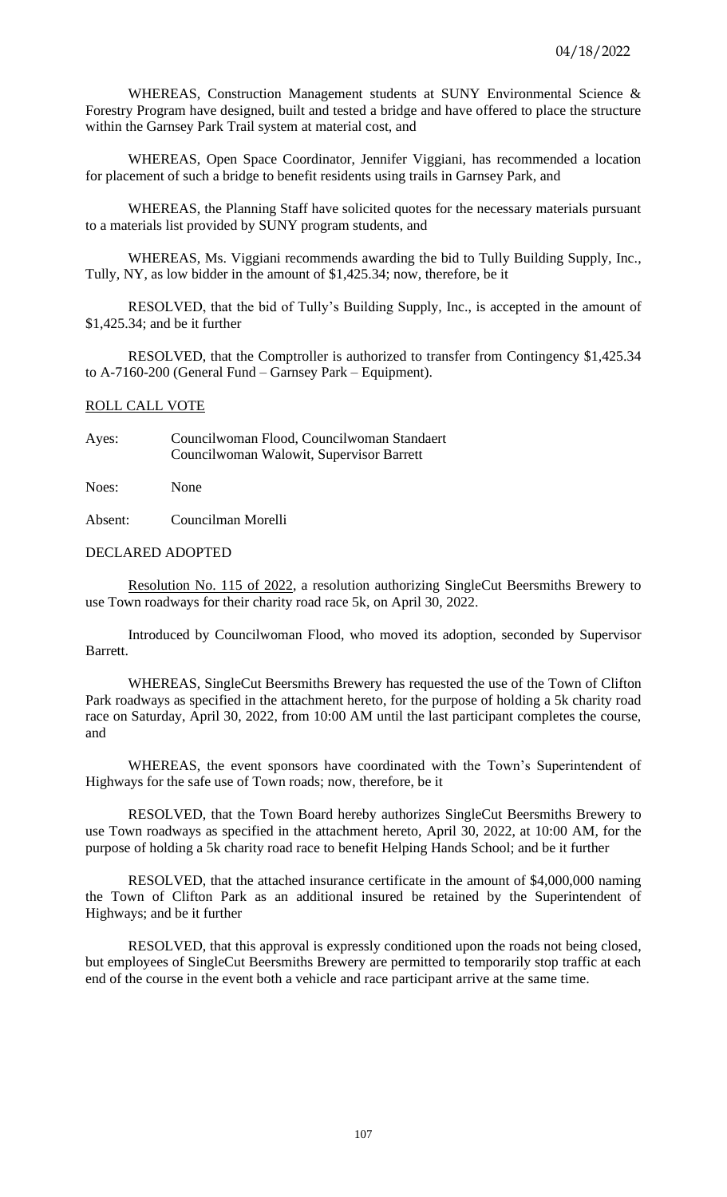WHEREAS, Construction Management students at SUNY Environmental Science & Forestry Program have designed, built and tested a bridge and have offered to place the structure within the Garnsey Park Trail system at material cost, and

WHEREAS, Open Space Coordinator, Jennifer Viggiani, has recommended a location for placement of such a bridge to benefit residents using trails in Garnsey Park, and

WHEREAS, the Planning Staff have solicited quotes for the necessary materials pursuant to a materials list provided by SUNY program students, and

WHEREAS, Ms. Viggiani recommends awarding the bid to Tully Building Supply, Inc., Tully, NY, as low bidder in the amount of $1,425.34; now, therefore, be it

RESOLVED, that the bid of Tully's Building Supply, Inc., is accepted in the amount of $1,425.34; and be it further

RESOLVED, that the Comptroller is authorized to transfer from Contingency $1,425.34 to A-7160-200 (General Fund – Garnsey Park – Equipment).

ROLL CALL VOTE

Ayes: Councilwoman Flood, Councilwoman Standaert
Councilwoman Walowit, Supervisor Barrett

Noes: None

Absent: Councilman Morelli

DECLARED ADOPTED

Resolution No. 115 of 2022, a resolution authorizing SingleCut Beersmiths Brewery to use Town roadways for their charity road race 5k, on April 30, 2022.

Introduced by Councilwoman Flood, who moved its adoption, seconded by Supervisor Barrett.

WHEREAS, SingleCut Beersmiths Brewery has requested the use of the Town of Clifton Park roadways as specified in the attachment hereto, for the purpose of holding a 5k charity road race on Saturday, April 30, 2022, from 10:00 AM until the last participant completes the course, and

WHEREAS, the event sponsors have coordinated with the Town's Superintendent of Highways for the safe use of Town roads; now, therefore, be it

RESOLVED, that the Town Board hereby authorizes SingleCut Beersmiths Brewery to use Town roadways as specified in the attachment hereto, April 30, 2022, at 10:00 AM, for the purpose of holding a 5k charity road race to benefit Helping Hands School; and be it further

RESOLVED, that the attached insurance certificate in the amount of $4,000,000 naming the Town of Clifton Park as an additional insured be retained by the Superintendent of Highways; and be it further

RESOLVED, that this approval is expressly conditioned upon the roads not being closed, but employees of SingleCut Beersmiths Brewery are permitted to temporarily stop traffic at each end of the course in the event both a vehicle and race participant arrive at the same time.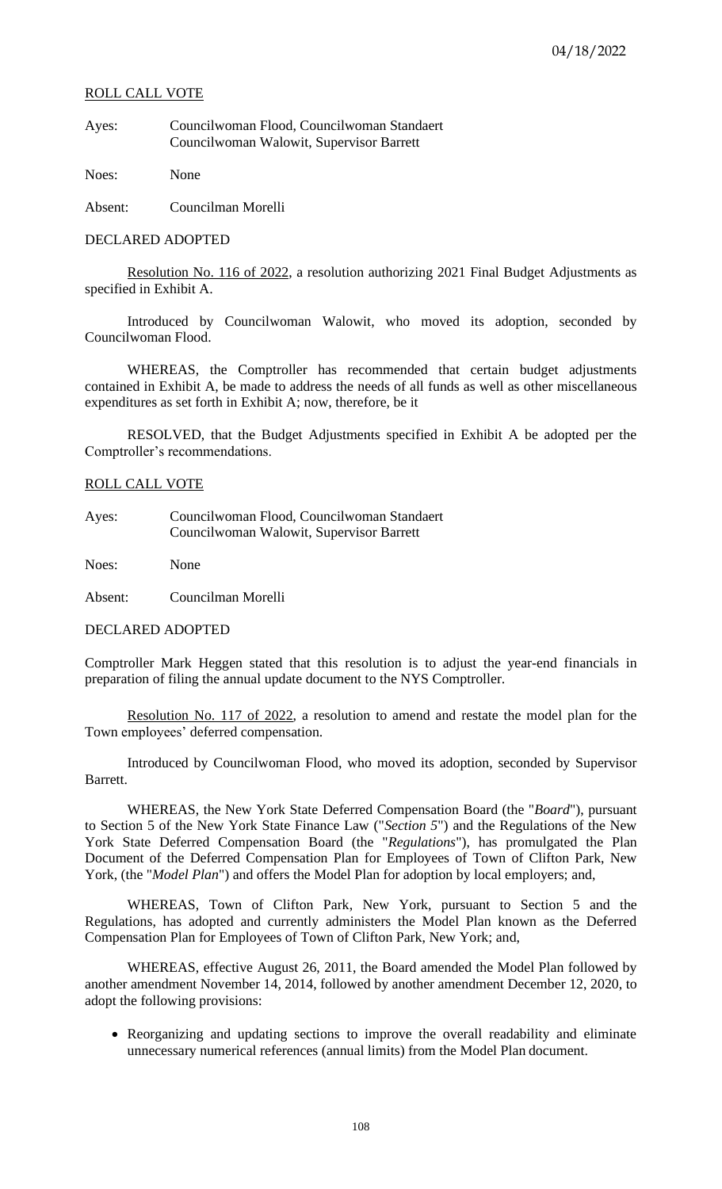ROLL CALL VOTE

Ayes: Councilwoman Flood, Councilwoman Standaert Councilwoman Walowit, Supervisor Barrett

Noes: None

Absent: Councilman Morelli

DECLARED ADOPTED

Resolution No. 116 of 2022, a resolution authorizing 2021 Final Budget Adjustments as specified in Exhibit A.

Introduced by Councilwoman Walowit, who moved its adoption, seconded by Councilwoman Flood.

WHEREAS, the Comptroller has recommended that certain budget adjustments contained in Exhibit A, be made to address the needs of all funds as well as other miscellaneous expenditures as set forth in Exhibit A; now, therefore, be it

RESOLVED, that the Budget Adjustments specified in Exhibit A be adopted per the Comptroller's recommendations.

ROLL CALL VOTE

Ayes: Councilwoman Flood, Councilwoman Standaert Councilwoman Walowit, Supervisor Barrett

Noes: None

Absent: Councilman Morelli

DECLARED ADOPTED

Comptroller Mark Heggen stated that this resolution is to adjust the year-end financials in preparation of filing the annual update document to the NYS Comptroller.

Resolution No. 117 of 2022, a resolution to amend and restate the model plan for the Town employees' deferred compensation.

Introduced by Councilwoman Flood, who moved its adoption, seconded by Supervisor Barrett.

WHEREAS, the New York State Deferred Compensation Board (the "*Board*"), pursuant to Section 5 of the New York State Finance Law ("*Section 5*") and the Regulations of the New York State Deferred Compensation Board (the "*Regulations*"), has promulgated the Plan Document of the Deferred Compensation Plan for Employees of Town of Clifton Park, New York, (the "*Model Plan*") and offers the Model Plan for adoption by local employers; and,

WHEREAS, Town of Clifton Park, New York, pursuant to Section 5 and the Regulations, has adopted and currently administers the Model Plan known as the Deferred Compensation Plan for Employees of Town of Clifton Park, New York; and,

WHEREAS, effective August 26, 2011, the Board amended the Model Plan followed by another amendment November 14, 2014, followed by another amendment December 12, 2020, to adopt the following provisions:

- Reorganizing and updating sections to improve the overall readability and eliminate unnecessary numerical references (annual limits) from the Model Plan document.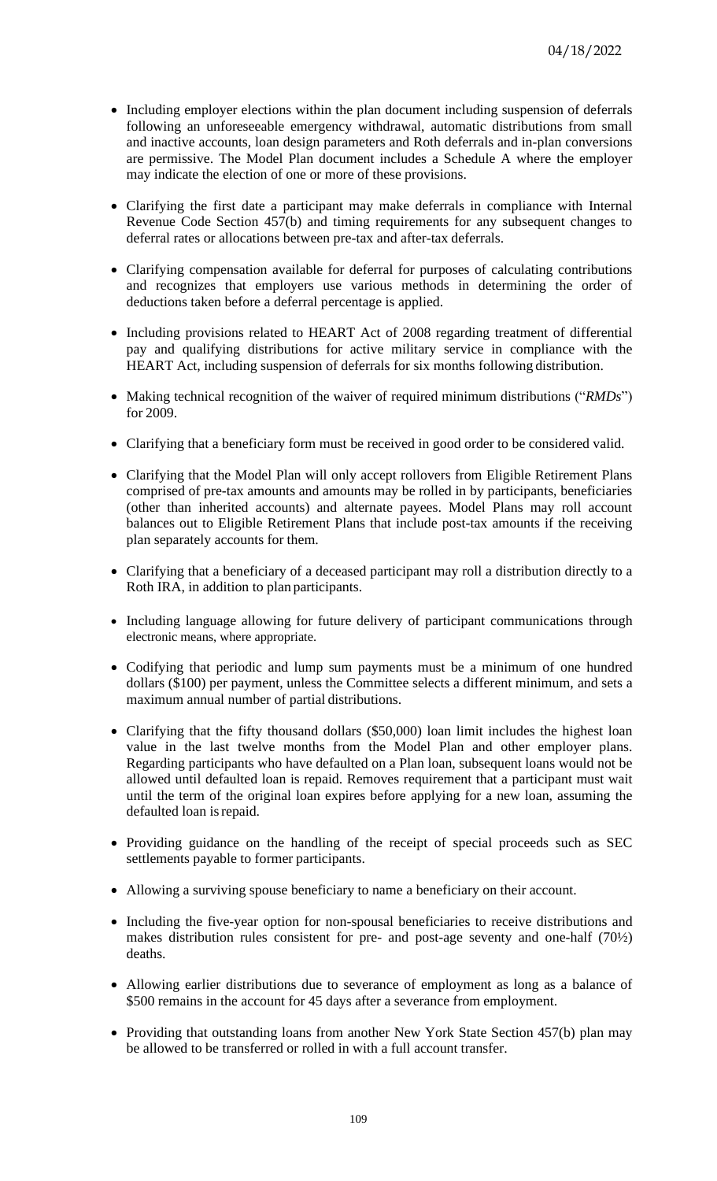- Including employer elections within the plan document including suspension of deferrals following an unforeseeable emergency withdrawal, automatic distributions from small and inactive accounts, loan design parameters and Roth deferrals and in-plan conversions are permissive. The Model Plan document includes a Schedule A where the employer may indicate the election of one or more of these provisions.

- Clarifying the first date a participant may make deferrals in compliance with Internal Revenue Code Section 457(b) and timing requirements for any subsequent changes to deferral rates or allocations between pre-tax and after-tax deferrals.

- Clarifying compensation available for deferral for purposes of calculating contributions and recognizes that employers use various methods in determining the order of deductions taken before a deferral percentage is applied.

- Including provisions related to HEART Act of 2008 regarding treatment of differential pay and qualifying distributions for active military service in compliance with the HEART Act, including suspension of deferrals for six months following distribution.

- Making technical recognition of the waiver of required minimum distributions ("*RMDs*") for 2009.

- Clarifying that a beneficiary form must be received in good order to be considered valid.

- Clarifying that the Model Plan will only accept rollovers from Eligible Retirement Plans comprised of pre-tax amounts and amounts may be rolled in by participants, beneficiaries (other than inherited accounts) and alternate payees. Model Plans may roll account balances out to Eligible Retirement Plans that include post-tax amounts if the receiving plan separately accounts for them.

- Clarifying that a beneficiary of a deceased participant may roll a distribution directly to a Roth IRA, in addition to plan participants.

- Including language allowing for future delivery of participant communications through electronic means, where appropriate.

- Codifying that periodic and lump sum payments must be a minimum of one hundred dollars ($100) per payment, unless the Committee selects a different minimum, and sets a maximum annual number of partial distributions.

- Clarifying that the fifty thousand dollars ($50,000) loan limit includes the highest loan value in the last twelve months from the Model Plan and other employer plans. Regarding participants who have defaulted on a Plan loan, subsequent loans would not be allowed until defaulted loan is repaid. Removes requirement that a participant must wait until the term of the original loan expires before applying for a new loan, assuming the defaulted loan is repaid.

- Providing guidance on the handling of the receipt of special proceeds such as SEC settlements payable to former participants.

- Allowing a surviving spouse beneficiary to name a beneficiary on their account.

- Including the five-year option for non-spousal beneficiaries to receive distributions and makes distribution rules consistent for pre- and post-age seventy and one-half (70½) deaths.

- Allowing earlier distributions due to severance of employment as long as a balance of $500 remains in the account for 45 days after a severance from employment.

- Providing that outstanding loans from another New York State Section 457(b) plan may be allowed to be transferred or rolled in with a full account transfer.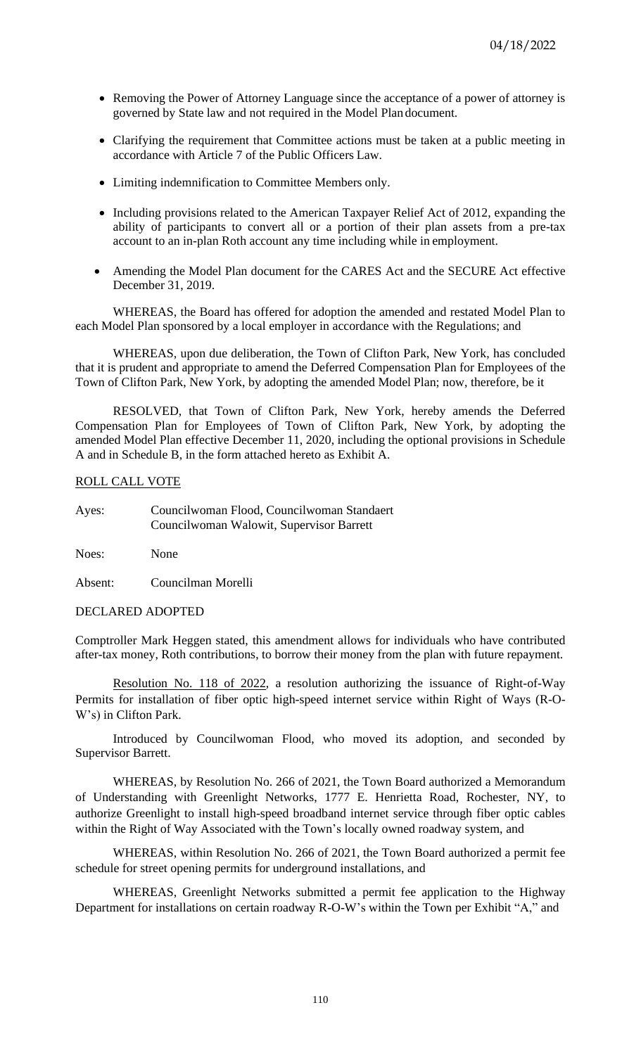- Removing the Power of Attorney Language since the acceptance of a power of attorney is governed by State law and not required in the Model Plan document.
- Clarifying the requirement that Committee actions must be taken at a public meeting in accordance with Article 7 of the Public Officers Law.
- Limiting indemnification to Committee Members only.
- Including provisions related to the American Taxpayer Relief Act of 2012, expanding the ability of participants to convert all or a portion of their plan assets from a pre-tax account to an in-plan Roth account any time including while in employment.
- Amending the Model Plan document for the CARES Act and the SECURE Act effective December 31, 2019.

WHEREAS, the Board has offered for adoption the amended and restated Model Plan to each Model Plan sponsored by a local employer in accordance with the Regulations; and

WHEREAS, upon due deliberation, the Town of Clifton Park, New York, has concluded that it is prudent and appropriate to amend the Deferred Compensation Plan for Employees of the Town of Clifton Park, New York, by adopting the amended Model Plan; now, therefore, be it

RESOLVED, that Town of Clifton Park, New York, hereby amends the Deferred Compensation Plan for Employees of Town of Clifton Park, New York, by adopting the amended Model Plan effective December 11, 2020, including the optional provisions in Schedule A and in Schedule B, in the form attached hereto as Exhibit A.

ROLL CALL VOTE

Ayes: Councilwoman Flood, Councilwoman Standaert
Councilwoman Walowit, Supervisor Barrett

Noes: None

Absent: Councilman Morelli

DECLARED ADOPTED

Comptroller Mark Heggen stated, this amendment allows for individuals who have contributed after-tax money, Roth contributions, to borrow their money from the plan with future repayment.

Resolution No. 118 of 2022, a resolution authorizing the issuance of Right-of-Way Permits for installation of fiber optic high-speed internet service within Right of Ways (R-O-W's) in Clifton Park.

Introduced by Councilwoman Flood, who moved its adoption, and seconded by Supervisor Barrett.

WHEREAS, by Resolution No. 266 of 2021, the Town Board authorized a Memorandum of Understanding with Greenlight Networks, 1777 E. Henrietta Road, Rochester, NY, to authorize Greenlight to install high-speed broadband internet service through fiber optic cables within the Right of Way Associated with the Town's locally owned roadway system, and

WHEREAS, within Resolution No. 266 of 2021, the Town Board authorized a permit fee schedule for street opening permits for underground installations, and

WHEREAS, Greenlight Networks submitted a permit fee application to the Highway Department for installations on certain roadway R-O-W's within the Town per Exhibit "A," and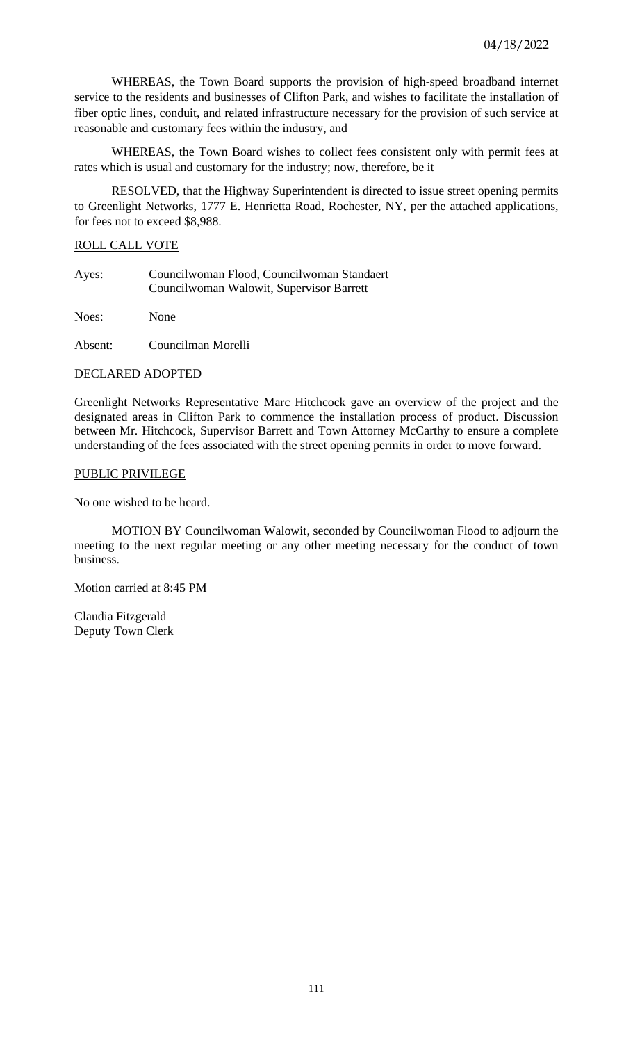WHEREAS, the Town Board supports the provision of high-speed broadband internet service to the residents and businesses of Clifton Park, and wishes to facilitate the installation of fiber optic lines, conduit, and related infrastructure necessary for the provision of such service at reasonable and customary fees within the industry, and

WHEREAS, the Town Board wishes to collect fees consistent only with permit fees at rates which is usual and customary for the industry; now, therefore, be it

RESOLVED, that the Highway Superintendent is directed to issue street opening permits to Greenlight Networks, 1777 E. Henrietta Road, Rochester, NY, per the attached applications, for fees not to exceed $8,988.

ROLL CALL VOTE

Ayes: Councilwoman Flood, Councilwoman Standaert
Councilwoman Walowit, Supervisor Barrett

Noes: None

Absent: Councilman Morelli

DECLARED ADOPTED

Greenlight Networks Representative Marc Hitchcock gave an overview of the project and the designated areas in Clifton Park to commence the installation process of product. Discussion between Mr. Hitchcock, Supervisor Barrett and Town Attorney McCarthy to ensure a complete understanding of the fees associated with the street opening permits in order to move forward.

PUBLIC PRIVILEGE

No one wished to be heard.

MOTION BY Councilwoman Walowit, seconded by Councilwoman Flood to adjourn the meeting to the next regular meeting or any other meeting necessary for the conduct of town business.

Motion carried at 8:45 PM

Claudia Fitzgerald
Deputy Town Clerk